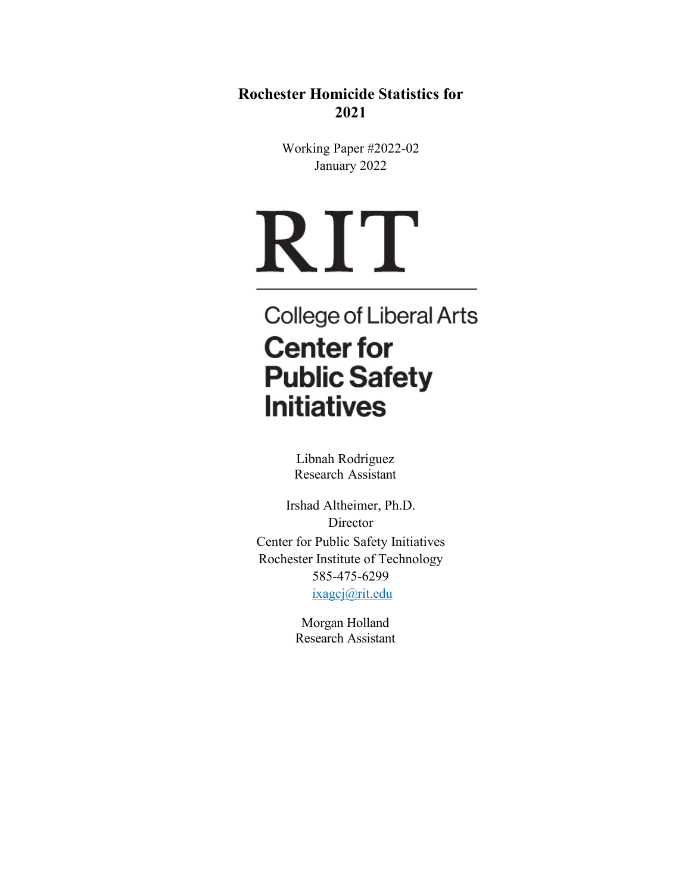# Rochester Homicide Statistics for 2021

Working Paper #2022-02
January 2022

RIT

College of Liberal Arts

**Center for Public Safety Initiatives**

Libnah Rodriguez
Research Assistant

Irshad Altheimer, Ph.D.
Director
Center for Public Safety Initiatives
Rochester Institute of Technology
585-475-6299
ixagcj@rit.edu

Morgan Holland
Research Assistant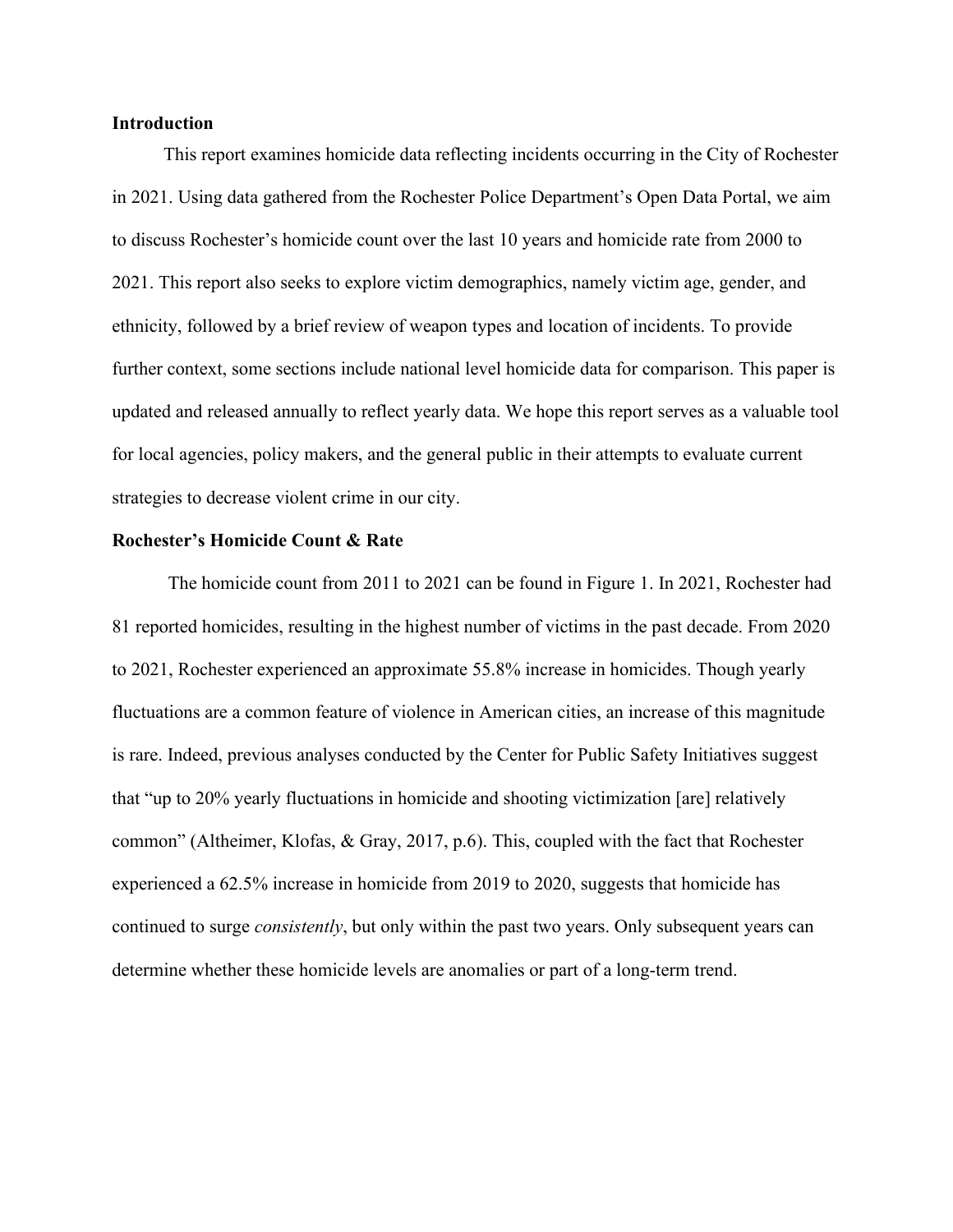**Introduction**

This report examines homicide data reflecting incidents occurring in the City of Rochester in 2021. Using data gathered from the Rochester Police Department's Open Data Portal, we aim to discuss Rochester's homicide count over the last 10 years and homicide rate from 2000 to 2021. This report also seeks to explore victim demographics, namely victim age, gender, and ethnicity, followed by a brief review of weapon types and location of incidents. To provide further context, some sections include national level homicide data for comparison. This paper is updated and released annually to reflect yearly data. We hope this report serves as a valuable tool for local agencies, policy makers, and the general public in their attempts to evaluate current strategies to decrease violent crime in our city.

**Rochester's Homicide Count & Rate**

The homicide count from 2011 to 2021 can be found in Figure 1. In 2021, Rochester had 81 reported homicides, resulting in the highest number of victims in the past decade. From 2020 to 2021, Rochester experienced an approximate 55.8% increase in homicides. Though yearly fluctuations are a common feature of violence in American cities, an increase of this magnitude is rare. Indeed, previous analyses conducted by the Center for Public Safety Initiatives suggest that "up to 20% yearly fluctuations in homicide and shooting victimization [are] relatively common" (Altheimer, Klofas, & Gray, 2017, p.6). This, coupled with the fact that Rochester experienced a 62.5% increase in homicide from 2019 to 2020, suggests that homicide has continued to surge *consistently*, but only within the past two years. Only subsequent years can determine whether these homicide levels are anomalies or part of a long-term trend.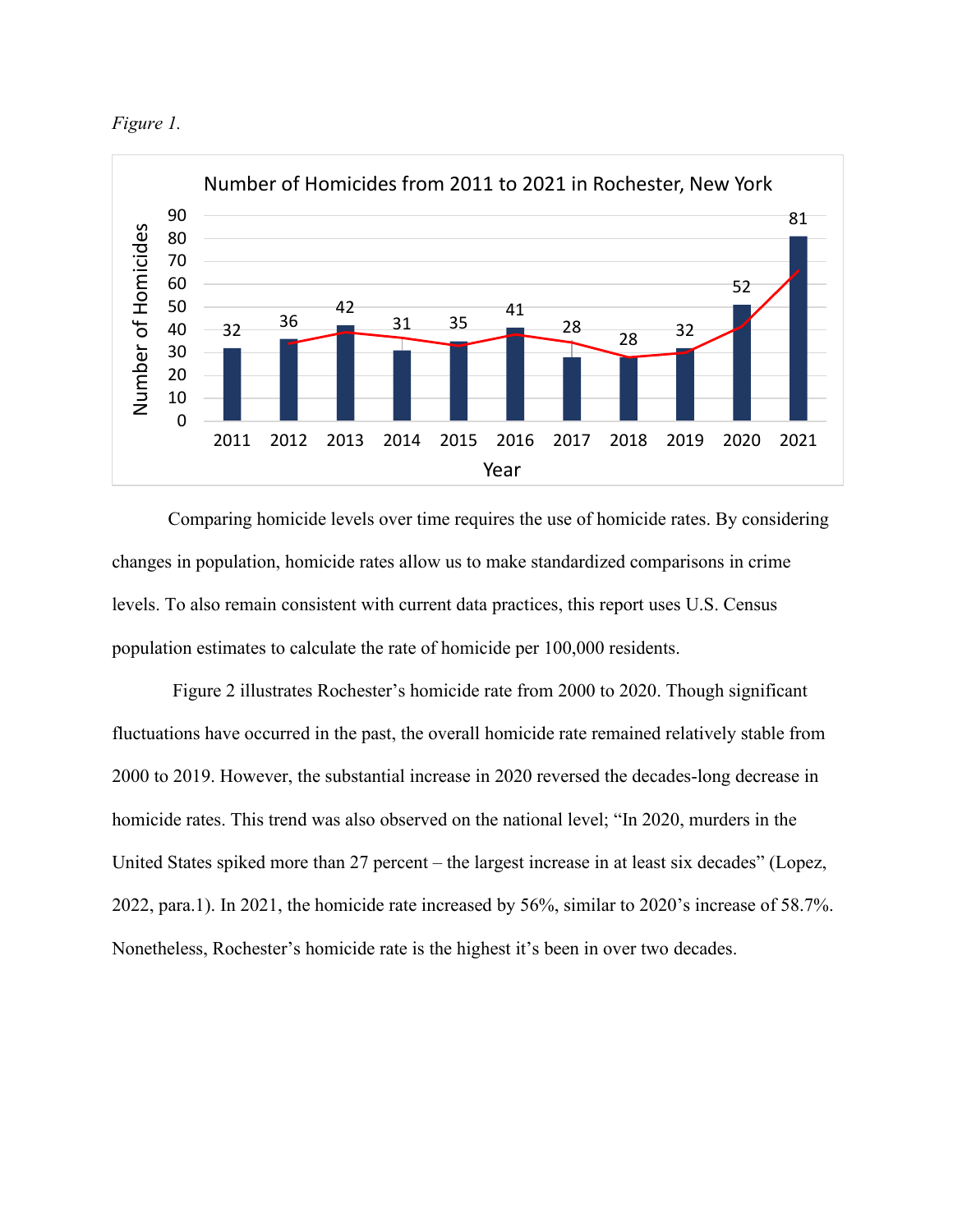*Figure 1.*

Number of Homicides from 2011 to 2021 in Rochester, New York

| Year | Number of Homicides |
|---|---|
| 2011 | 32 |
| 2012 | 36 |
| 2013 | 42 |
| 2014 | 31 |
| 2015 | 35 |
| 2016 | 41 |
| 2017 | 28 |
| 2018 | 28 |
| 2019 | 32 |
| 2020 | 52 |
| 2021 | 81 |

Comparing homicide levels over time requires the use of homicide rates. By considering changes in population, homicide rates allow us to make standardized comparisons in crime levels. To also remain consistent with current data practices, this report uses U.S. Census population estimates to calculate the rate of homicide per 100,000 residents.

Figure 2 illustrates Rochester's homicide rate from 2000 to 2020. Though significant fluctuations have occurred in the past, the overall homicide rate remained relatively stable from 2000 to 2019. However, the substantial increase in 2020 reversed the decades-long decrease in homicide rates. This trend was also observed on the national level; "In 2020, murders in the United States spiked more than 27 percent – the largest increase in at least six decades" (Lopez, 2022, para.1). In 2021, the homicide rate increased by 56%, similar to 2020's increase of 58.7%. Nonetheless, Rochester's homicide rate is the highest it's been in over two decades.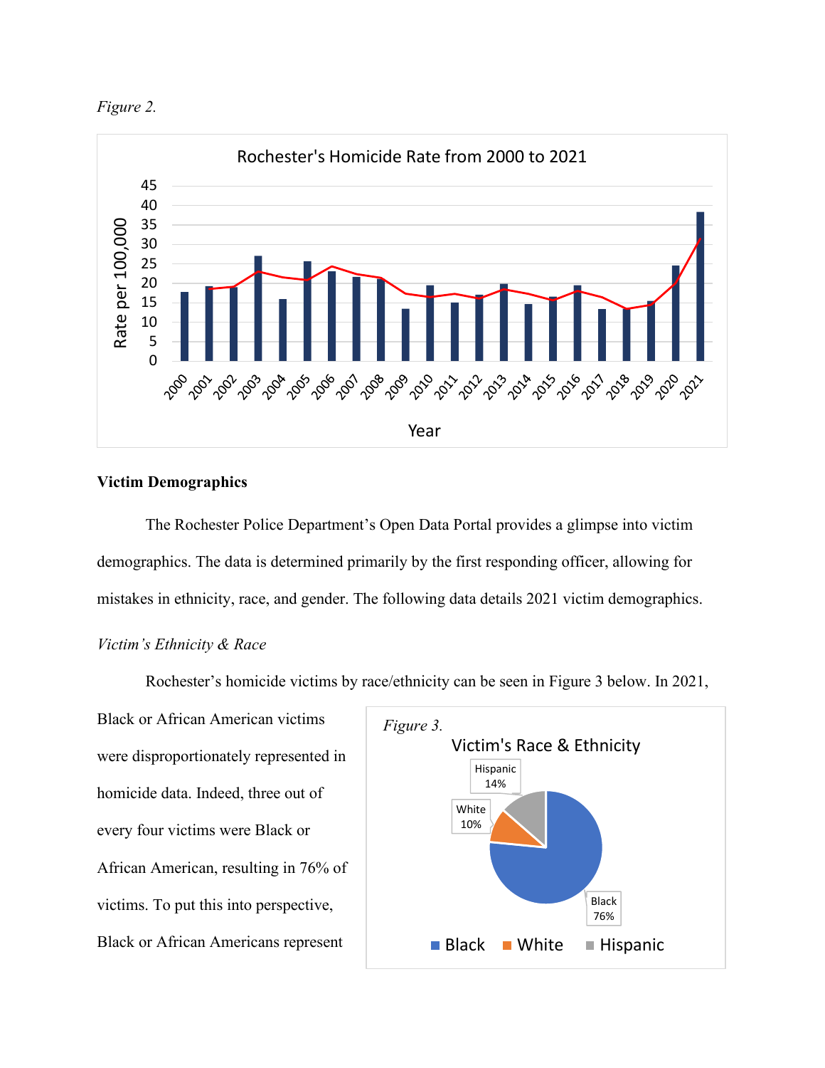*Figure 2.*

Rochester's Homicide Rate from 2000 to 2021

*Victim Demographics*

## Victim Demographics

The Rochester Police Department's Open Data Portal provides a glimpse into victim demographics. The data is determined primarily by the first responding officer, allowing for mistakes in ethnicity, race, and gender. The following data details 2021 victim demographics.

### *Victim's Ethnicity & Race*

Rochester's homicide victims by race/ethnicity can be seen in Figure 3 below. In 2021, Black or African American victims were disproportionately represented in homicide data. Indeed, three out of every four victims were Black or African American, resulting in 76% of victims. To put this into perspective, Black or African Americans represent

*Figure 3.*

Victim's Race & Ethnicity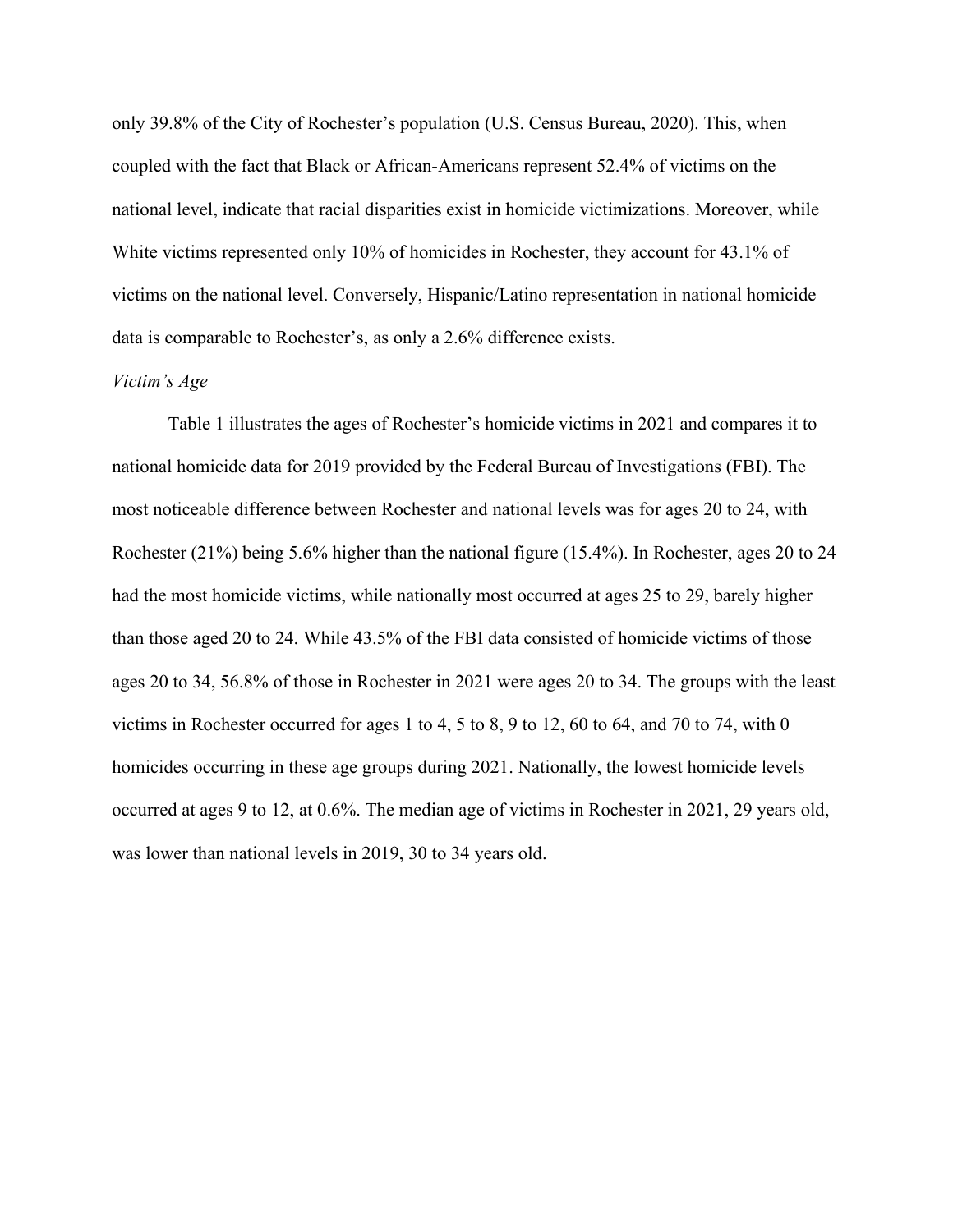only 39.8% of the City of Rochester's population (U.S. Census Bureau, 2020). This, when coupled with the fact that Black or African-Americans represent 52.4% of victims on the national level, indicate that racial disparities exist in homicide victimizations. Moreover, while White victims represented only 10% of homicides in Rochester, they account for 43.1% of victims on the national level. Conversely, Hispanic/Latino representation in national homicide data is comparable to Rochester's, as only a 2.6% difference exists.

*Victim's Age*

Table 1 illustrates the ages of Rochester's homicide victims in 2021 and compares it to national homicide data for 2019 provided by the Federal Bureau of Investigations (FBI). The most noticeable difference between Rochester and national levels was for ages 20 to 24, with Rochester (21%) being 5.6% higher than the national figure (15.4%). In Rochester, ages 20 to 24 had the most homicide victims, while nationally most occurred at ages 25 to 29, barely higher than those aged 20 to 24. While 43.5% of the FBI data consisted of homicide victims of those ages 20 to 34, 56.8% of those in Rochester in 2021 were ages 20 to 34. The groups with the least victims in Rochester occurred for ages 1 to 4, 5 to 8, 9 to 12, 60 to 64, and 70 to 74, with 0 homicides occurring in these age groups during 2021. Nationally, the lowest homicide levels occurred at ages 9 to 12, at 0.6%. The median age of victims in Rochester in 2021, 29 years old, was lower than national levels in 2019, 30 to 34 years old.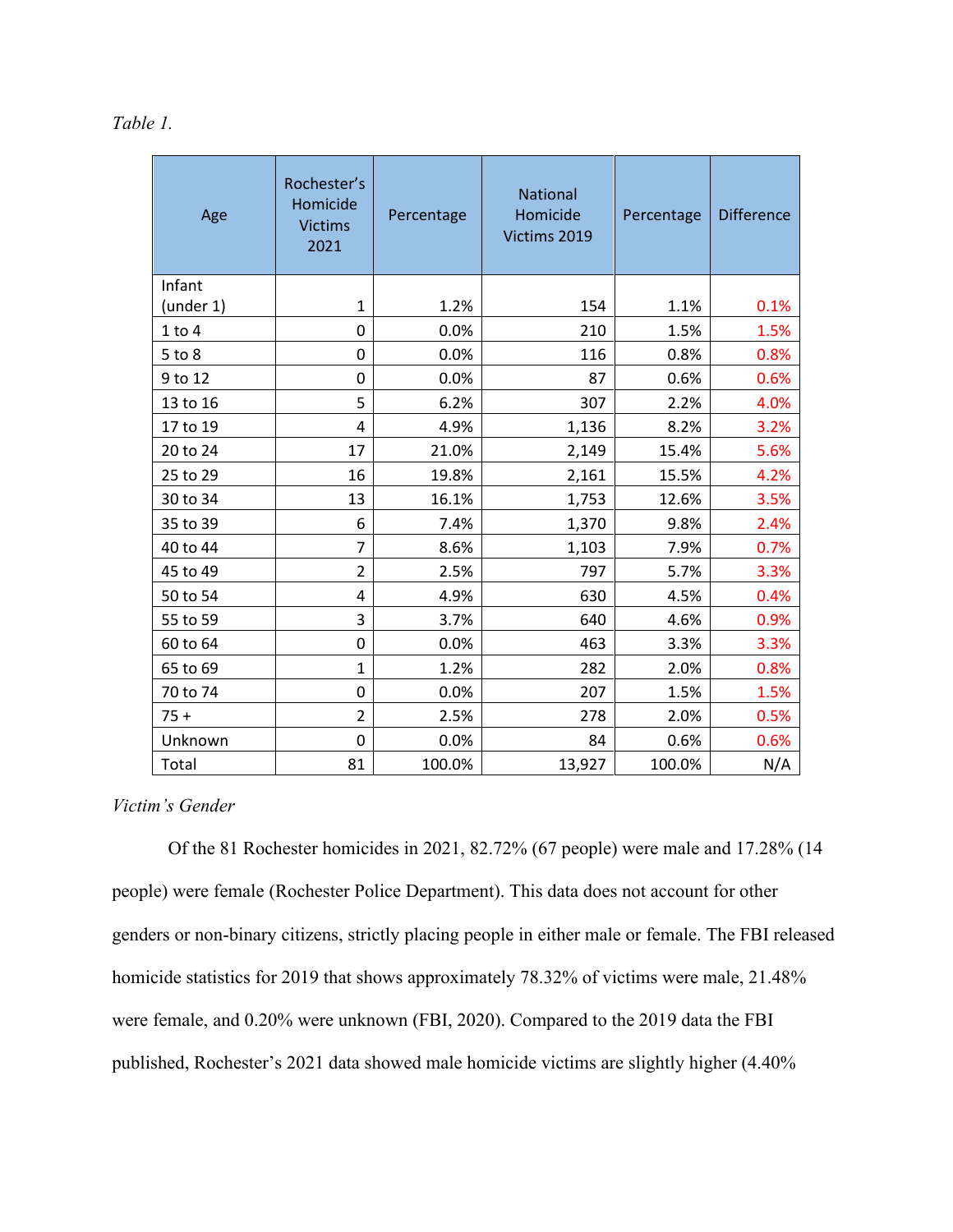*Table 1.*

| Age | Rochester's Homicide Victims 2021 | Percentage | National Homicide Victims 2019 | Percentage | Difference |
|---|---|---|---|---|---|
| Infant (under 1) | 1 | 1.2% | 154 | 1.1% | 0.1% |
| 1 to 4 | 0 | 0.0% | 210 | 1.5% | 1.5% |
| 5 to 8 | 0 | 0.0% | 116 | 0.8% | 0.8% |
| 9 to 12 | 0 | 0.0% | 87 | 0.6% | 0.6% |
| 13 to 16 | 5 | 6.2% | 307 | 2.2% | 4.0% |
| 17 to 19 | 4 | 4.9% | 1,136 | 8.2% | 3.2% |
| 20 to 24 | 17 | 21.0% | 2,149 | 15.4% | 5.6% |
| 25 to 29 | 16 | 19.8% | 2,161 | 15.5% | 4.2% |
| 30 to 34 | 13 | 16.1% | 1,753 | 12.6% | 3.5% |
| 35 to 39 | 6 | 7.4% | 1,370 | 9.8% | 2.4% |
| 40 to 44 | 7 | 8.6% | 1,103 | 7.9% | 0.7% |
| 45 to 49 | 2 | 2.5% | 797 | 5.7% | 3.3% |
| 50 to 54 | 4 | 4.9% | 630 | 4.5% | 0.4% |
| 55 to 59 | 3 | 3.7% | 640 | 4.6% | 0.9% |
| 60 to 64 | 0 | 0.0% | 463 | 3.3% | 3.3% |
| 65 to 69 | 1 | 1.2% | 282 | 2.0% | 0.8% |
| 70 to 74 | 0 | 0.0% | 207 | 1.5% | 1.5% |
| 75 + | 2 | 2.5% | 278 | 2.0% | 0.5% |
| Unknown | 0 | 0.0% | 84 | 0.6% | 0.6% |
| Total | 81 | 100.0% | 13,927 | 100.0% | N/A |

*Victim's Gender*

Of the 81 Rochester homicides in 2021, 82.72% (67 people) were male and 17.28% (14 people) were female (Rochester Police Department). This data does not account for other genders or non-binary citizens, strictly placing people in either male or female. The FBI released homicide statistics for 2019 that shows approximately 78.32% of victims were male, 21.48% were female, and 0.20% were unknown (FBI, 2020). Compared to the 2019 data the FBI published, Rochester's 2021 data showed male homicide victims are slightly higher (4.40%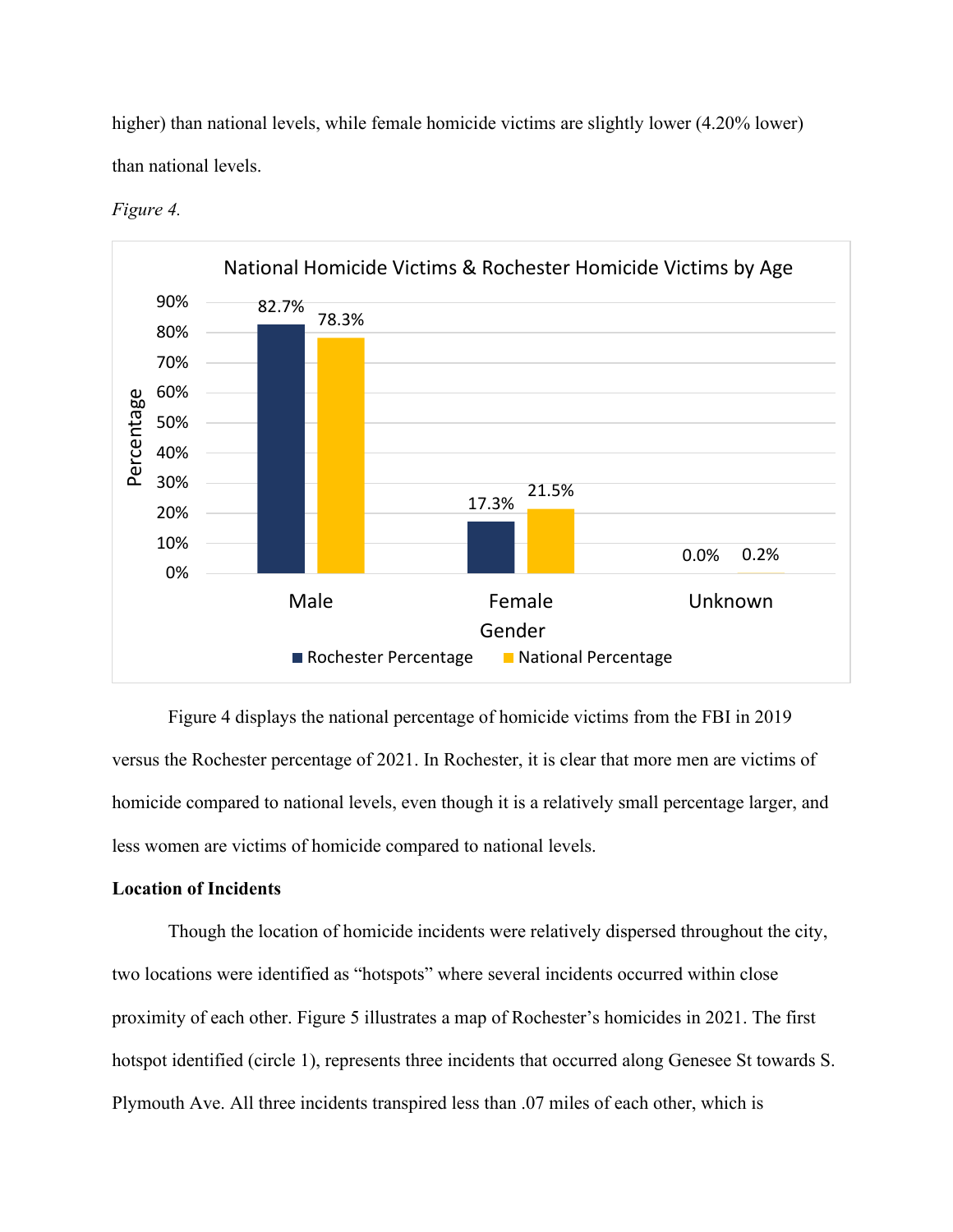higher) than national levels, while female homicide victims are slightly lower (4.20% lower) than national levels.

*Figure 4.*

**National Homicide Victims & Rochester Homicide Victims by Age**

| Gender | Rochester Percentage | National Percentage |
| --- | --- | --- |
| Male | 82.7% | 78.3% |
| Female | 17.3% | 21.5% |
| Unknown | 0.0% | 0.2% |

Figure 4 displays the national percentage of homicide victims from the FBI in 2019 versus the Rochester percentage of 2021. In Rochester, it is clear that more men are victims of homicide compared to national levels, even though it is a relatively small percentage larger, and less women are victims of homicide compared to national levels.

**Location of Incidents**

Though the location of homicide incidents were relatively dispersed throughout the city, two locations were identified as "hotspots" where several incidents occurred within close proximity of each other. Figure 5 illustrates a map of Rochester's homicides in 2021. The first hotspot identified (circle 1), represents three incidents that occurred along Genesee St towards S. Plymouth Ave. All three incidents transpired less than .07 miles of each other, which is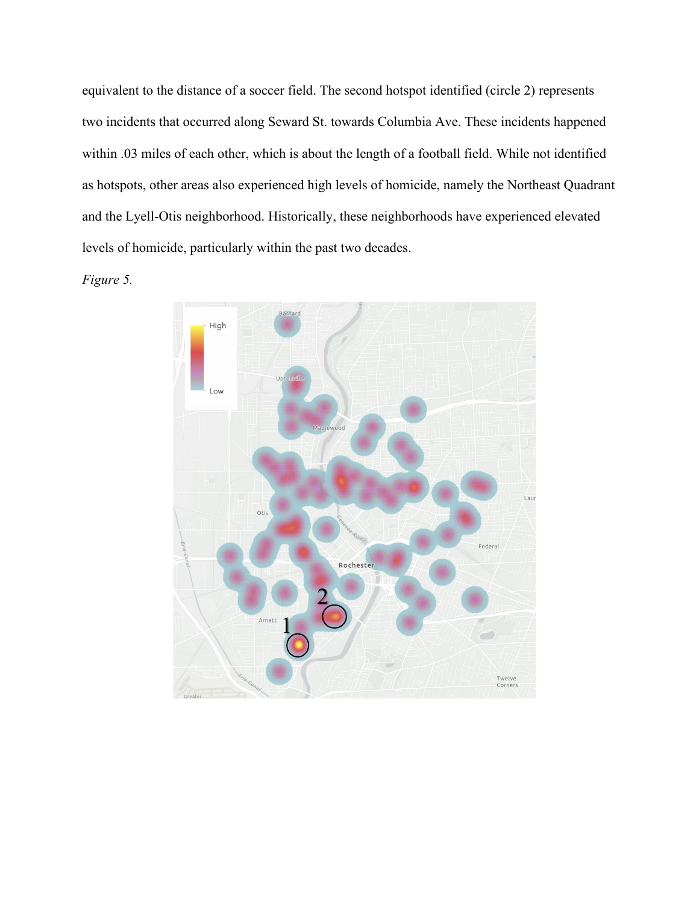equivalent to the distance of a soccer field. The second hotspot identified (circle 2) represents two incidents that occurred along Seward St. towards Columbia Ave. These incidents happened within .03 miles of each other, which is about the length of a football field. While not identified as hotspots, other areas also experienced high levels of homicide, namely the Northeast Quadrant and the Lyell-Otis neighborhood. Historically, these neighborhoods have experienced elevated levels of homicide, particularly within the past two decades.

*Figure 5.*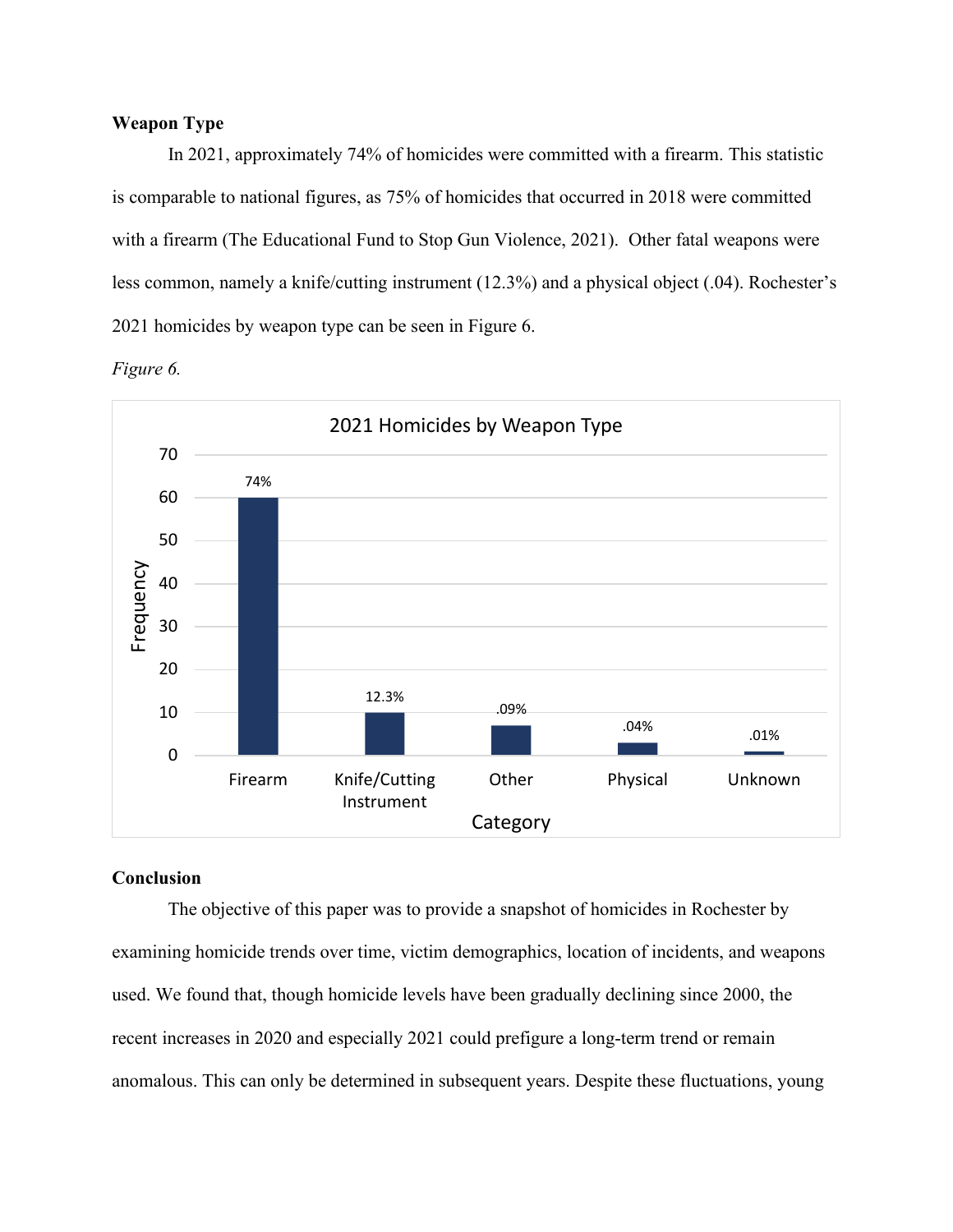**Weapon Type**

In 2021, approximately 74% of homicides were committed with a firearm. This statistic is comparable to national figures, as 75% of homicides that occurred in 2018 were committed with a firearm (The Educational Fund to Stop Gun Violence, 2021). Other fatal weapons were less common, namely a knife/cutting instrument (12.3%) and a physical object (.04). Rochester's 2021 homicides by weapon type can be seen in Figure 6.

*Figure 6.*

2021 Homicides by Weapon Type

| Category | Frequency | Label |
|---|---|---|
| Firearm | 60 | 74% |
| Knife/Cutting Instrument | 10 | 12.3% |
| Other | 7 | .09% |
| Physical | 3 | .04% |
| Unknown | 1 | .01% |

**Conclusion**

The objective of this paper was to provide a snapshot of homicides in Rochester by examining homicide trends over time, victim demographics, location of incidents, and weapons used. We found that, though homicide levels have been gradually declining since 2000, the recent increases in 2020 and especially 2021 could prefigure a long-term trend or remain anomalous. This can only be determined in subsequent years. Despite these fluctuations, young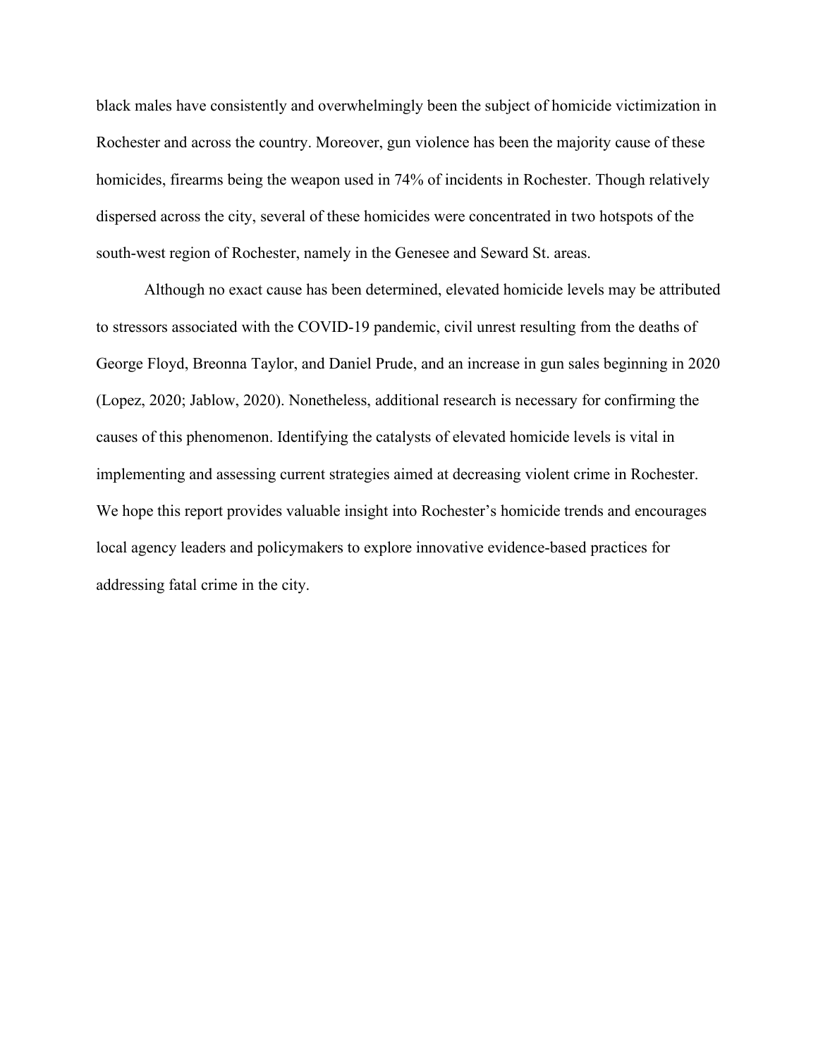black males have consistently and overwhelmingly been the subject of homicide victimization in Rochester and across the country. Moreover, gun violence has been the majority cause of these homicides, firearms being the weapon used in 74% of incidents in Rochester. Though relatively dispersed across the city, several of these homicides were concentrated in two hotspots of the south-west region of Rochester, namely in the Genesee and Seward St. areas.

Although no exact cause has been determined, elevated homicide levels may be attributed to stressors associated with the COVID-19 pandemic, civil unrest resulting from the deaths of George Floyd, Breonna Taylor, and Daniel Prude, and an increase in gun sales beginning in 2020 (Lopez, 2020; Jablow, 2020). Nonetheless, additional research is necessary for confirming the causes of this phenomenon. Identifying the catalysts of elevated homicide levels is vital in implementing and assessing current strategies aimed at decreasing violent crime in Rochester. We hope this report provides valuable insight into Rochester's homicide trends and encourages local agency leaders and policymakers to explore innovative evidence-based practices for addressing fatal crime in the city.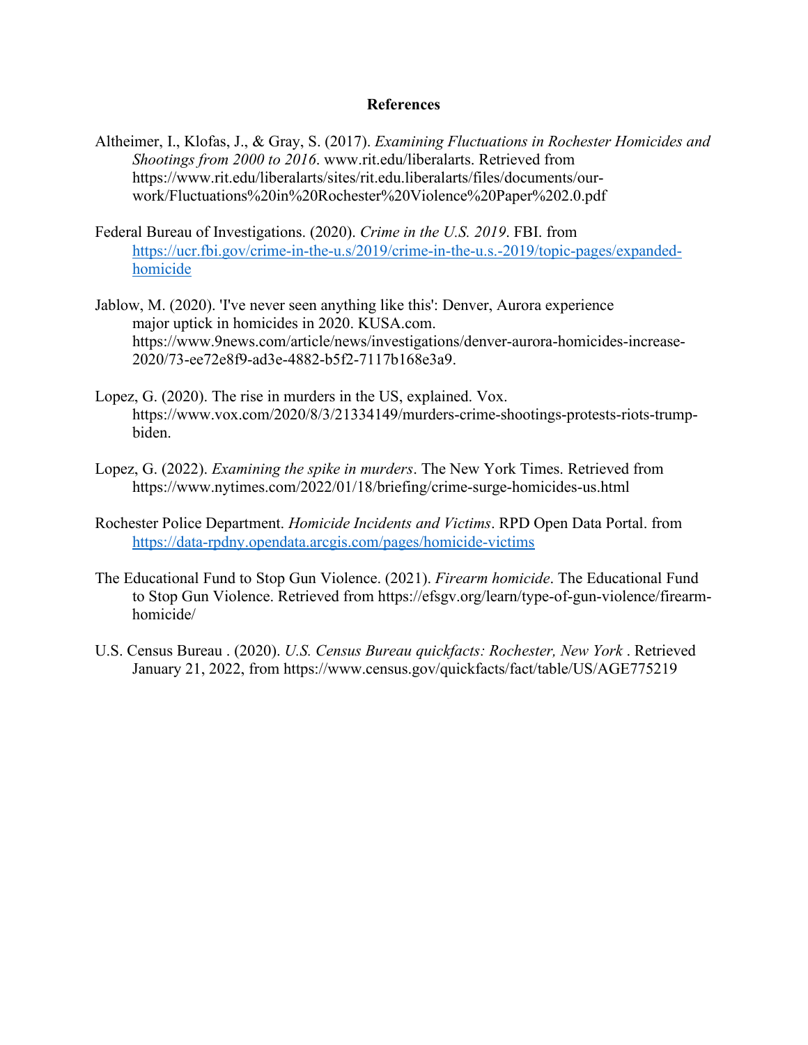# References

Altheimer, I., Klofas, J., & Gray, S. (2017). *Examining Fluctuations in Rochester Homicides and Shootings from 2000 to 2016*. www.rit.edu/liberalarts. Retrieved from https://www.rit.edu/liberalarts/sites/rit.edu.liberalarts/files/documents/our-work/Fluctuations%20in%20Rochester%20Violence%20Paper%202.0.pdf

Federal Bureau of Investigations. (2020). *Crime in the U.S. 2019*. FBI. from [https://ucr.fbi.gov/crime-in-the-u.s/2019/crime-in-the-u.s.-2019/topic-pages/expanded-homicide](https://ucr.fbi.gov/crime-in-the-u.s/2019/crime-in-the-u.s.-2019/topic-pages/expanded-homicide)

Jablow, M. (2020). 'I've never seen anything like this': Denver, Aurora experience major uptick in homicides in 2020. KUSA.com. https://www.9news.com/article/news/investigations/denver-aurora-homicides-increase-2020/73-ee72e8f9-ad3e-4882-b5f2-7117b168e3a9.

Lopez, G. (2020). The rise in murders in the US, explained. Vox. https://www.vox.com/2020/8/3/21334149/murders-crime-shootings-protests-riots-trump-biden.

Lopez, G. (2022). *Examining the spike in murders*. The New York Times. Retrieved from https://www.nytimes.com/2022/01/18/briefing/crime-surge-homicides-us.html

Rochester Police Department. *Homicide Incidents and Victims*. RPD Open Data Portal. from [https://data-rpdny.opendata.arcgis.com/pages/homicide-victims](https://data-rpdny.opendata.arcgis.com/pages/homicide-victims)

The Educational Fund to Stop Gun Violence. (2021). *Firearm homicide*. The Educational Fund to Stop Gun Violence. Retrieved from https://efsgv.org/learn/type-of-gun-violence/firearm-homicide/

U.S. Census Bureau . (2020). *U.S. Census Bureau quickfacts: Rochester, New York* . Retrieved January 21, 2022, from https://www.census.gov/quickfacts/fact/table/US/AGE775219